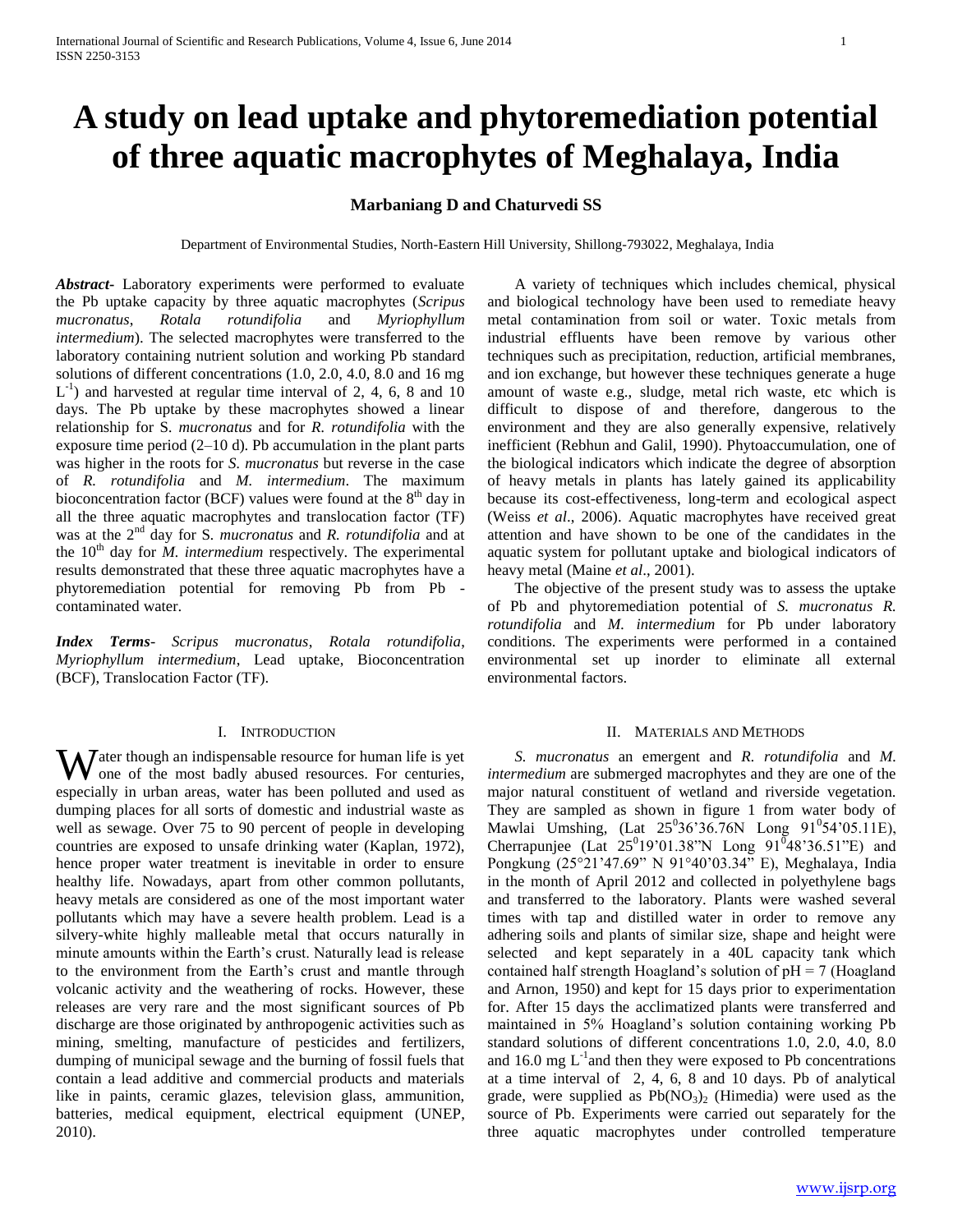# A study on lead uptake and phytoremediation potential of three aquatic macrophytes of Meghalaya, India

**Marbaniang D and Chaturvedi SS**

Department of Environmental Studies, North-Eastern Hill University, Shillong-793022, Meghalaya, India

***Abstract*-** Laboratory experiments were performed to evaluate the Pb uptake capacity by three aquatic macrophytes (*Scripus mucronatus*, *Rotala rotundifolia* and *Myriophyllum intermedium*). The selected macrophytes were transferred to the laboratory containing nutrient solution and working Pb standard solutions of different concentrations (1.0, 2.0, 4.0, 8.0 and 16 mg $L^{-1}$) and harvested at regular time interval of 2, 4, 6, 8 and 10 days. The Pb uptake by these macrophytes showed a linear relationship for S. *mucronatus* and for *R. rotundifolia* with the exposure time period (2–10 d). Pb accumulation in the plant parts was higher in the roots for *S. mucronatus* but reverse in the case of *R. rotundifolia* and *M. intermedium*. The maximum bioconcentration factor (BCF) values were found at the 8th day in all the three aquatic macrophytes and translocation factor (TF) was at the 2nd day for S. *mucronatus* and *R. rotundifolia* and at the 10th day for *M. intermedium* respectively. The experimental results demonstrated that these three aquatic macrophytes have a phytoremediation potential for removing Pb from Pb - contaminated water.

***Index Terms*-** *Scripus mucronatus*, *Rotala rotundifolia*, *Myriophyllum intermedium*, Lead uptake, Bioconcentration (BCF), Translocation Factor (TF).

## I. Introduction

Water though an indispensable resource for human life is yet one of the most badly abused resources. For centuries, especially in urban areas, water has been polluted and used as dumping places for all sorts of domestic and industrial waste as well as sewage. Over 75 to 90 percent of people in developing countries are exposed to unsafe drinking water (Kaplan, 1972), hence proper water treatment is inevitable in order to ensure healthy life. Nowadays, apart from other common pollutants, heavy metals are considered as one of the most important water pollutants which may have a severe health problem. Lead is a silvery-white highly malleable metal that occurs naturally in minute amounts within the Earth's crust. Naturally lead is release to the environment from the Earth's crust and mantle through volcanic activity and the weathering of rocks. However, these releases are very rare and the most significant sources of Pb discharge are those originated by anthropogenic activities such as mining, smelting, manufacture of pesticides and fertilizers, dumping of municipal sewage and the burning of fossil fuels that contain a lead additive and commercial products and materials like in paints, ceramic glazes, television glass, ammunition, batteries, medical equipment, electrical equipment (UNEP, 2010).

A variety of techniques which includes chemical, physical and biological technology have been used to remediate heavy metal contamination from soil or water. Toxic metals from industrial effluents have been remove by various other techniques such as precipitation, reduction, artificial membranes, and ion exchange, but however these techniques generate a huge amount of waste e.g., sludge, metal rich waste, etc which is difficult to dispose of and therefore, dangerous to the environment and they are also generally expensive, relatively inefficient (Rebhun and Galil, 1990). Phytoaccumulation, one of the biological indicators which indicate the degree of absorption of heavy metals in plants has lately gained its applicability because its cost-effectiveness, long-term and ecological aspect (Weiss *et al*., 2006). Aquatic macrophytes have received great attention and have shown to be one of the candidates in the aquatic system for pollutant uptake and biological indicators of heavy metal (Maine *et al*., 2001).

The objective of the present study was to assess the uptake of Pb and phytoremediation potential of *S. mucronatus R. rotundifolia* and *M. intermedium* for Pb under laboratory conditions. The experiments were performed in a contained environmental set up inorder to eliminate all external environmental factors.

## II. Materials and Methods

*S. mucronatus* an emergent and *R. rotundifolia* and *M. intermedium* are submerged macrophytes and they are one of the major natural constituent of wetland and riverside vegetation. They are sampled as shown in figure 1 from water body of Mawlai Umshing, (Lat 25°36'36.76N Long 91°54'05.11E), Cherrapunjee (Lat 25°19'01.38"N Long 91°48'36.51"E) and Pongkung (25°21'47.69" N 91°40'03.34" E), Meghalaya, India in the month of April 2012 and collected in polyethylene bags and transferred to the laboratory. Plants were washed several times with tap and distilled water in order to remove any adhering soils and plants of similar size, shape and height were selected and kept separately in a 40L capacity tank which contained half strength Hoagland's solution of pH = 7 (Hoagland and Arnon, 1950) and kept for 15 days prior to experimentation for. After 15 days the acclimatized plants were transferred and maintained in 5% Hoagland's solution containing working Pb standard solutions of different concentrations 1.0, 2.0, 4.0, 8.0 and 16.0 mg $L^{-1}$and then they were exposed to Pb concentrations at a time interval of 2, 4, 6, 8 and 10 days. Pb of analytical grade, were supplied as $Pb(NO_3)_2$ (Himedia) were used as the source of Pb. Experiments were carried out separately for the three aquatic macrophytes under controlled temperature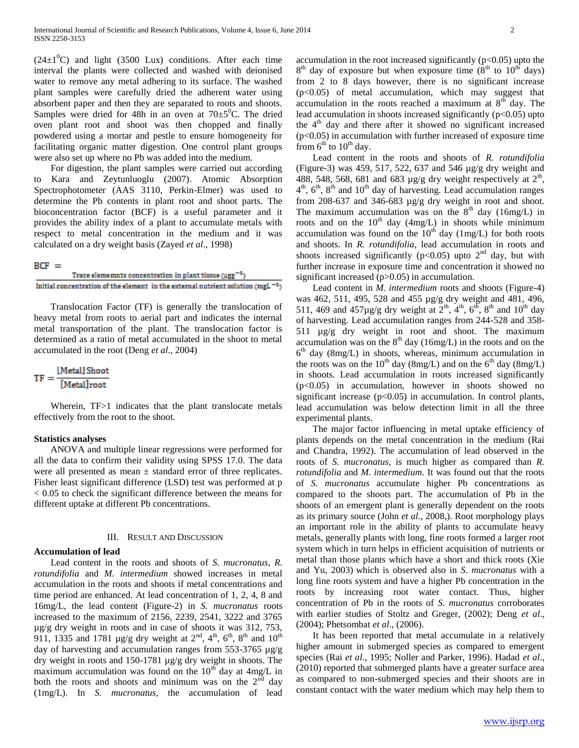($24\pm1^0$C) and light (3500 Lux) conditions. After each time interval the plants were collected and washed with deionised water to remove any metal adhering to its surface. The washed plant samples were carefully dried the adherent water using absorbent paper and then they are separated to roots and shoots. Samples were dried for 48h in an oven at $70\pm5^0$C. The dried oven plant root and shoot was then chopped and finally powdered using a mortar and pestle to ensure homogeneity for facilitating organic matter digestion. One control plant groups were also set up where no Pb was added into the medium.

For digestion, the plant samples were carried out according to Kara and Zeytunluoglu (2007). Atomic Absorption Spectrophotometer (AAS 3110, Perkin-Elmer) was used to determine the Pb contents in plant root and shoot parts. The bioconcentration factor (BCF) is a useful parameter and it provides the ability index of a plant to accumulate metals with respect to metal concentration in the medium and it was calculated on a dry weight basis (Zayed *et al*., 1998)

$$BCF = \frac{\text{Trace elememnts concentration in plant tissue } (\mu g g^{-1})}{\text{Initial concentration of the element in the external nutrient solution } (mg L^{-1})}$$

Translocation Factor (TF) is generally the translocation of heavy metal from roots to aerial part and indicates the internal metal transportation of the plant. The translocation factor is determined as a ratio of metal accumulated in the shoot to metal accumulated in the root (Deng *et al*., 2004)

$$TF = \frac{[\text{Metal}]\,\text{Shoot}}{[\text{Metal}]\text{root}}$$

Wherein, TF>1 indicates that the plant translocate metals effectively from the root to the shoot.

**Statistics analyses**

ANOVA and multiple linear regressions were performed for all the data to confirm their validity using SPSS 17.0. The data were all presented as mean ± standard error of three replicates. Fisher least significant difference (LSD) test was performed at $p < 0.05$ to check the significant difference between the means for different uptake at different Pb concentrations.

## III. Result and Discussion

**Accumulation of lead**

Lead content in the roots and shoots of *S. mucronatus*, *R. rotundifolia* and *M. intermedium* showed increases in metal accumulation in the roots and shoots if metal concentrations and time period are enhanced. At lead concentration of 1, 2, 4, 8 and 16mg/L, the lead content (Figure-2) in *S. mucronatus* roots increased to the maximum of 2156, 2239, 2541, 3222 and 3765 µg/g dry weight in roots and in case of shoots it was 312, 753, 911, 1335 and 1781 µg/g dry weight at 2nd, 4th, 6th, 8th and 10th day of harvesting and accumulation ranges from 553-3765 µg/g dry weight in roots and 150-1781 µg/g dry weight in shoots. The maximum accumulation was found on the 10th day at 4mg/L in both the roots and shoots and minimum was on the 2nd day (1mg/L). In *S. mucronatus*, the accumulation of lead accumulation in the root increased significantly ($p<0.05$) upto the 8th day of exposure but when exposure time (8th to 10th days) from 2 to 8 days however, there is no significant increase ($p<0.05$) of metal accumulation, which may suggest that accumulation in the roots reached a maximum at 8th day. The lead accumulation in shoots increased significantly ($p<0.05$) upto the 4th day and there after it showed no significant increased ($p<0.05$) in accumulation with further increased of exposure time from 6th to 10th day.

Lead content in the roots and shoots of *R. rotundifolia* (Figure-3) was 459, 517, 522, 637 and 546 µg/g dry weight and 488, 548, 568, 681 and 683 µg/g dry weight respectively at 2nd, 4th, 6th, 8th and 10th day of harvesting. Lead accumulation ranges from 208-637 and 346-683 µg/g dry weight in root and shoot. The maximum accumulation was on the 8th day (16mg/L) in roots and on the 10th day (4mg/L) in shoots while minimum accumulation was found on the 10th day (1mg/L) for both roots and shoots. In *R. rotundifolia*, lead accumulation in roots and shoots increased significantly ($p<0.05$) upto 2nd day, but with further increase in exposure time and concentration it showed no significant increased ($p>0.05$) in accumulation.

Lead content in *M. intermedium* roots and shoots (Figure-4) was 462, 511, 495, 528 and 455 µg/g dry weight and 481, 496, 511, 469 and 457µg/g dry weight at 2nd, 4th, 6th, 8th and 10th day of harvesting. Lead accumulation ranges from 244-528 and 358-511 µg/g dry weight in root and shoot. The maximum accumulation was on the 8th day (16mg/L) in the roots and on the 6th day (8mg/L) in shoots, whereas, minimum accumulation in the roots was on the 10th day (8mg/L) and on the 6th day (8mg/L) in shoots. Lead accumulation in roots increased significantly ($p<0.05$) in accumulation, however in shoots showed no significant increase ($p<0.05$) in accumulation. In control plants, lead accumulation was below detection limit in all the three experimental plants.

The major factor influencing in metal uptake efficiency of plants depends on the metal concentration in the medium (Rai and Chandra, 1992). The accumulation of lead observed in the roots of *S. mucronatus*, is much higher as compared than *R. rotundifolia* and *M. intermedium*. It was found out that the roots of *S. mucronatus* accumulate higher Pb concentrations as compared to the shoots part. The accumulation of Pb in the shoots of an emergent plant is generally dependent on the roots as its primary source (John *et al*., 2008,). Root morphology plays an important role in the ability of plants to accumulate heavy metals, generally plants with long, fine roots formed a larger root system which in turn helps in efficient acquisition of nutrients or metal than those plants which have a short and thick roots (Xie and Yu, 2003) which is observed also in *S. mucronatus* with a long fine roots system and have a higher Pb concentration in the roots by increasing root water contact. Thus, higher concentration of Pb in the roots of *S. mucronatus* corroborates with earlier studies of Stoltz and Greger, (2002); Deng *et al*., (2004); Phetsombat *et al*., (2006).

It has been reported that metal accumulate in a relatively higher amount in submerged species as compared to emergent species (Rai *et al*., 1995; Noller and Parker, 1996). Hadad *et al*., (2010) reported that submerged plants have a greater surface area as compared to non-submerged species and their shoots are in constant contact with the water medium which may help them to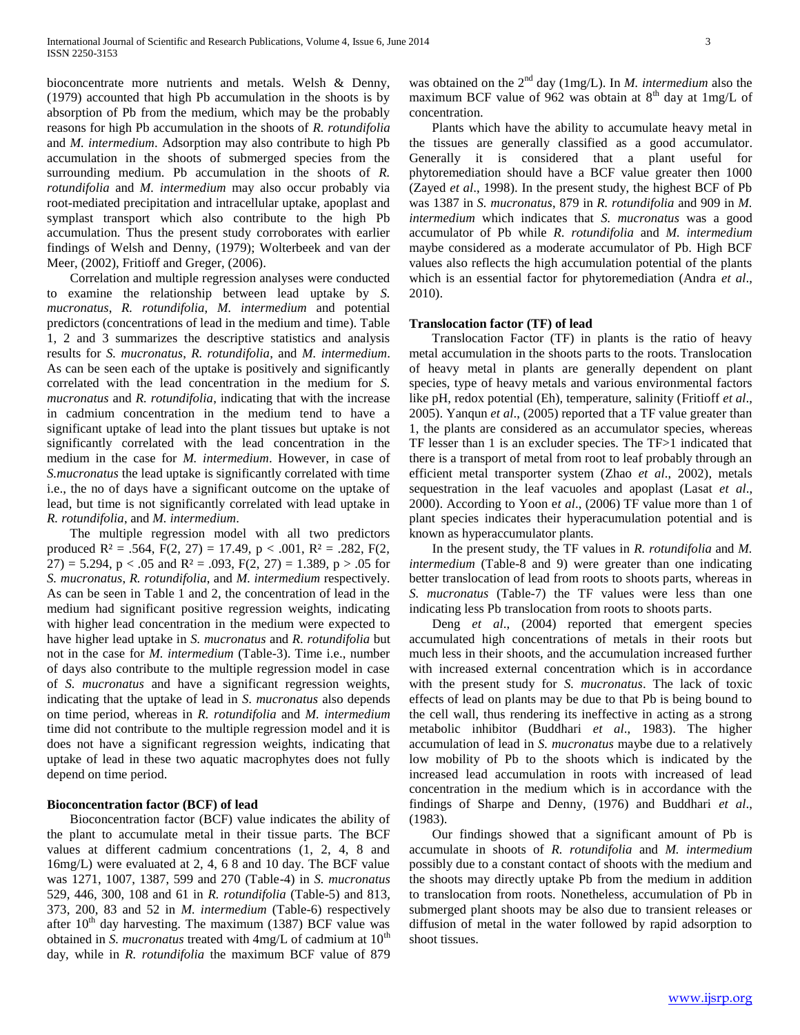bioconcentrate more nutrients and metals. Welsh & Denny, (1979) accounted that high Pb accumulation in the shoots is by absorption of Pb from the medium, which may be the probably reasons for high Pb accumulation in the shoots of *R. rotundifolia* and *M. intermedium*. Adsorption may also contribute to high Pb accumulation in the shoots of submerged species from the surrounding medium. Pb accumulation in the shoots of *R. rotundifolia* and *M. intermedium* may also occur probably via root-mediated precipitation and intracellular uptake, apoplast and symplast transport which also contribute to the high Pb accumulation. Thus the present study corroborates with earlier findings of Welsh and Denny, (1979); Wolterbeek and van der Meer, (2002), Fritioff and Greger, (2006).

Correlation and multiple regression analyses were conducted to examine the relationship between lead uptake by *S. mucronatus*, *R. rotundifolia*, *M. intermedium* and potential predictors (concentrations of lead in the medium and time). Table 1, 2 and 3 summarizes the descriptive statistics and analysis results for *S. mucronatus*, *R. rotundifolia*, and *M. intermedium*. As can be seen each of the uptake is positively and significantly correlated with the lead concentration in the medium for *S. mucronatus* and *R. rotundifolia*, indicating that with the increase in cadmium concentration in the medium tend to have a significant uptake of lead into the plant tissues but uptake is not significantly correlated with the lead concentration in the medium in the case for *M. intermedium*. However, in case of *S.mucronatus* the lead uptake is significantly correlated with time i.e., the no of days have a significant outcome on the uptake of lead, but time is not significantly correlated with lead uptake in *R. rotundifolia*, and *M. intermedium*.

The multiple regression model with all two predictors produced $R^2 = .564$, $F(2, 27) = 17.49$, $p < .001$, $R^2 = .282$, $F(2, 27) = 5.294$, $p < .05$ and $R^2 = .093$, $F(2, 27) = 1.389$, $p > .05$ for *S. mucronatus*, *R. rotundifolia*, and *M. intermedium* respectively. As can be seen in Table 1 and 2, the concentration of lead in the medium had significant positive regression weights, indicating with higher lead concentration in the medium were expected to have higher lead uptake in *S. mucronatus* and *R. rotundifolia* but not in the case for *M. intermedium* (Table-3). Time i.e., number of days also contribute to the multiple regression model in case of *S. mucronatus* and have a significant regression weights, indicating that the uptake of lead in *S. mucronatus* also depends on time period, whereas in *R. rotundifolia* and *M. intermedium* time did not contribute to the multiple regression model and it is does not have a significant regression weights, indicating that uptake of lead in these two aquatic macrophytes does not fully depend on time period.

**Bioconcentration factor (BCF) of lead**

Bioconcentration factor (BCF) value indicates the ability of the plant to accumulate metal in their tissue parts. The BCF values at different cadmium concentrations (1, 2, 4, 8 and 16mg/L) were evaluated at 2, 4, 6 8 and 10 day. The BCF value was 1271, 1007, 1387, 599 and 270 (Table-4) in *S. mucronatus* 529, 446, 300, 108 and 61 in *R. rotundifolia* (Table-5) and 813, 373, 200, 83 and 52 in *M. intermedium* (Table-6) respectively after $10^{th}$ day harvesting. The maximum (1387) BCF value was obtained in *S. mucronatus* treated with 4mg/L of cadmium at $10^{th}$ day, while in *R. rotundifolia* the maximum BCF value of 879 was obtained on the $2^{nd}$ day (1mg/L). In *M. intermedium* also the maximum BCF value of 962 was obtain at $8^{th}$ day at 1mg/L of concentration.

Plants which have the ability to accumulate heavy metal in the tissues are generally classified as a good accumulator. Generally it is considered that a plant useful for phytoremediation should have a BCF value greater then 1000 (Zayed *et al*., 1998). In the present study, the highest BCF of Pb was 1387 in *S. mucronatus*, 879 in *R. rotundifolia* and 909 in *M. intermedium* which indicates that *S. mucronatus* was a good accumulator of Pb while *R. rotundifolia* and *M. intermedium* maybe considered as a moderate accumulator of Pb. High BCF values also reflects the high accumulation potential of the plants which is an essential factor for phytoremediation (Andra *et al*., 2010).

**Translocation factor (TF) of lead**

Translocation Factor (TF) in plants is the ratio of heavy metal accumulation in the shoots parts to the roots. Translocation of heavy metal in plants are generally dependent on plant species, type of heavy metals and various environmental factors like pH, redox potential (Eh), temperature, salinity (Fritioff *et al*., 2005). Yanqun *et al*., (2005) reported that a TF value greater than 1, the plants are considered as an accumulator species, whereas TF lesser than 1 is an excluder species. The TF>1 indicated that there is a transport of metal from root to leaf probably through an efficient metal transporter system (Zhao *et al*., 2002), metals sequestration in the leaf vacuoles and apoplast (Lasat *et al*., 2000). According to Yoon e*t al*., (2006) TF value more than 1 of plant species indicates their hyperacumulation potential and is known as hyperaccumulator plants.

In the present study, the TF values in *R. rotundifolia* and *M. intermedium* (Table-8 and 9) were greater than one indicating better translocation of lead from roots to shoots parts, whereas in *S. mucronatus* (Table-7) the TF values were less than one indicating less Pb translocation from roots to shoots parts.

Deng *et al*., (2004) reported that emergent species accumulated high concentrations of metals in their roots but much less in their shoots, and the accumulation increased further with increased external concentration which is in accordance with the present study for *S. mucronatus*. The lack of toxic effects of lead on plants may be due to that Pb is being bound to the cell wall, thus rendering its ineffective in acting as a strong metabolic inhibitor (Buddhari *et al*., 1983). The higher accumulation of lead in *S. mucronatus* maybe due to a relatively low mobility of Pb to the shoots which is indicated by the increased lead accumulation in roots with increased of lead concentration in the medium which is in accordance with the findings of Sharpe and Denny, (1976) and Buddhari *et al*., (1983).

Our findings showed that a significant amount of Pb is accumulate in shoots of *R. rotundifolia* and *M. intermedium* possibly due to a constant contact of shoots with the medium and the shoots may directly uptake Pb from the medium in addition to translocation from roots. Nonetheless, accumulation of Pb in submerged plant shoots may be also due to transient releases or diffusion of metal in the water followed by rapid adsorption to shoot tissues.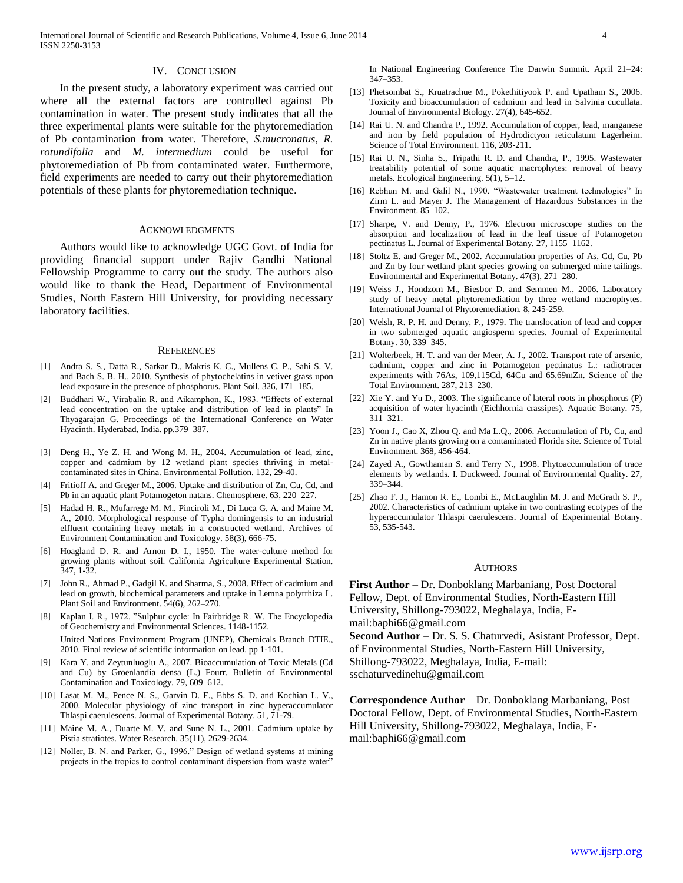## IV. CONCLUSION

In the present study, a laboratory experiment was carried out where all the external factors are controlled against Pb contamination in water. The present study indicates that all the three experimental plants were suitable for the phytoremediation of Pb contamination from water. Therefore, *S.mucronatus*, *R. rotundifolia* and *M. intermedium* could be useful for phytoremediation of Pb from contaminated water. Furthermore, field experiments are needed to carry out their phytoremediation potentials of these plants for phytoremediation technique.

## ACKNOWLEDGMENTS

Authors would like to acknowledge UGC Govt. of India for providing financial support under Rajiv Gandhi National Fellowship Programme to carry out the study. The authors also would like to thank the Head, Department of Environmental Studies, North Eastern Hill University, for providing necessary laboratory facilities.

## REFERENCES

[1] Andra S. S., Datta R., Sarkar D., Makris K. C., Mullens C. P., Sahi S. V. and Bach S. B. H., 2010. Synthesis of phytochelatins in vetiver grass upon lead exposure in the presence of phosphorus. Plant Soil. 326, 171–185.

[2] Buddhari W., Virabalin R. and Aikamphon, K., 1983. "Effects of external lead concentration on the uptake and distribution of lead in plants" In Thyagarajan G. Proceedings of the International Conference on Water Hyacinth. Hyderabad, India. pp.379–387.

[3] Deng H., Ye Z. H. and Wong M. H., 2004. Accumulation of lead, zinc, copper and cadmium by 12 wetland plant species thriving in metal-contaminated sites in China. Environmental Pollution. 132, 29-40.

[4] Fritioff A. and Greger M., 2006. Uptake and distribution of Zn, Cu, Cd, and Pb in an aquatic plant Potamogeton natans. Chemosphere. 63, 220–227.

[5] Hadad H. R., Mufarrege M. M., Pinciroli M., Di Luca G. A. and Maine M. A., 2010. Morphological response of Typha domingensis to an industrial effluent containing heavy metals in a constructed wetland. Archives of Environment Contamination and Toxicology. 58(3), 666-75.

[6] Hoagland D. R. and Arnon D. I., 1950. The water-culture method for growing plants without soil. California Agriculture Experimental Station. 347, 1-32.

[7] John R., Ahmad P., Gadgil K. and Sharma, S., 2008. Effect of cadmium and lead on growth, biochemical parameters and uptake in Lemna polyrrhiza L. Plant Soil and Environment. 54(6), 262–270.

[8] Kaplan I. R., 1972. "Sulphur cycle: In Fairbridge R. W. The Encyclopedia of Geochemistry and Environmental Sciences. 1148-1152.

United Nations Environment Program (UNEP), Chemicals Branch DTIE., 2010. Final review of scientific information on lead. pp 1-101.

[9] Kara Y. and Zeytunluoglu A., 2007. Bioaccumulation of Toxic Metals (Cd and Cu) by Groenlandia densa (L.) Fourr. Bulletin of Environmental Contamination and Toxicology. 79, 609–612.

[10] Lasat M. M., Pence N. S., Garvin D. F., Ebbs S. D. and Kochian L. V., 2000. Molecular physiology of zinc transport in zinc hyperaccumulator Thlaspi caerulescens. Journal of Experimental Botany. 51, 71-79.

[11] Maine M. A., Duarte M. V. and Sune N. L., 2001. Cadmium uptake by Pistia stratiotes. Water Research. 35(11), 2629-2634.

[12] Noller, B. N. and Parker, G., 1996." Design of wetland systems at mining projects in the tropics to control contaminant dispersion from waste water" In National Engineering Conference The Darwin Summit. April 21–24: 347–353.

[13] Phetsombat S., Kruatrachue M., Pokethitiyook P. and Upatham S., 2006. Toxicity and bioaccumulation of cadmium and lead in Salvinia cucullata. Journal of Environmental Biology. 27(4), 645-652.

[14] Rai U. N. and Chandra P., 1992. Accumulation of copper, lead, manganese and iron by field population of Hydrodictyon reticulatum Lagerheim. Science of Total Environment. 116, 203-211.

[15] Rai U. N., Sinha S., Tripathi R. D. and Chandra, P., 1995. Wastewater treatability potential of some aquatic macrophytes: removal of heavy metals. Ecological Engineering. 5(1), 5–12.

[16] Rebhun M. and Galil N., 1990. "Wastewater treatment technologies" In Zirm L. and Mayer J. The Management of Hazardous Substances in the Environment. 85–102.

[17] Sharpe, V. and Denny, P., 1976. Electron microscope studies on the absorption and localization of lead in the leaf tissue of Potamogeton pectinatus L. Journal of Experimental Botany. 27, 1155–1162.

[18] Stoltz E. and Greger M., 2002. Accumulation properties of As, Cd, Cu, Pb and Zn by four wetland plant species growing on submerged mine tailings. Environmental and Experimental Botany. 47(3), 271–280.

[19] Weiss J., Hondzom M., Biesbor D. and Semmen M., 2006. Laboratory study of heavy metal phytoremediation by three wetland macrophytes. International Journal of Phytoremediation. 8, 245-259.

[20] Welsh, R. P. H. and Denny, P., 1979. The translocation of lead and copper in two submerged aquatic angiosperm species. Journal of Experimental Botany. 30, 339–345.

[21] Wolterbeek, H. T. and van der Meer, A. J., 2002. Transport rate of arsenic, cadmium, copper and zinc in Potamogeton pectinatus L.: radiotracer experiments with 76As, 109,115Cd, 64Cu and 65,69mZn. Science of the Total Environment. 287, 213–230.

[22] Xie Y. and Yu D., 2003. The significance of lateral roots in phosphorus (P) acquisition of water hyacinth (Eichhornia crassipes). Aquatic Botany. 75, 311–321.

[23] Yoon J., Cao X, Zhou Q. and Ma L.Q., 2006. Accumulation of Pb, Cu, and Zn in native plants growing on a contaminated Florida site. Science of Total Environment. 368, 456-464.

[24] Zayed A., Gowthaman S. and Terry N., 1998. Phytoaccumulation of trace elements by wetlands. I. Duckweed. Journal of Environmental Quality. 27, 339–344.

[25] Zhao F. J., Hamon R. E., Lombi E., McLaughlin M. J. and McGrath S. P., 2002. Characteristics of cadmium uptake in two contrasting ecotypes of the hyperaccumulator Thlaspi caerulescens. Journal of Experimental Botany. 53, 535-543.

## AUTHORS

**First Author** – Dr. Donboklang Marbaniang, Post Doctoral Fellow, Dept. of Environmental Studies, North-Eastern Hill University, Shillong-793022, Meghalaya, India, E-mail:baphi66@gmail.com

**Second Author** – Dr. S. S. Chaturvedi, Asistant Professor, Dept. of Environmental Studies, North-Eastern Hill University, Shillong-793022, Meghalaya, India, E-mail: sschaturvedinehu@gmail.com

**Correspondence Author** – Dr. Donboklang Marbaniang, Post Doctoral Fellow, Dept. of Environmental Studies, North-Eastern Hill University, Shillong-793022, Meghalaya, India, E-mail:baphi66@gmail.com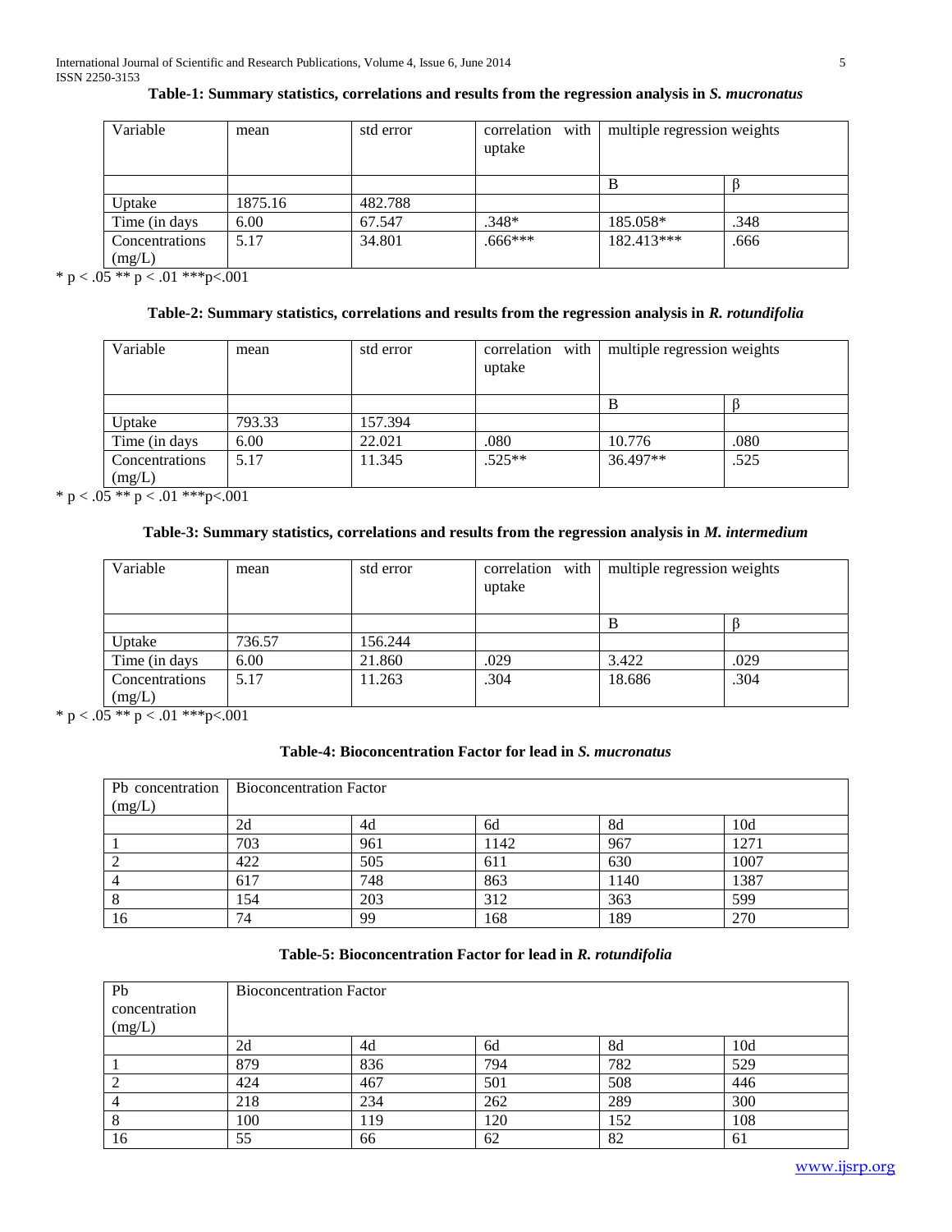**Table-1: Summary statistics, correlations and results from the regression analysis in *S. mucronatus***

| Variable | mean | std error | correlation with uptake | multiple regression weights | |
|---|---|---|---|---|---|
| | | | | B | β |
| Uptake | 1875.16 | 482.788 | | | |
| Time (in days | 6.00 | 67.547 | .348* | 185.058* | .348 |
| Concentrations (mg/L) | 5.17 | 34.801 | .666*** | 182.413*** | .666 |

* p < .05 ** p < .01 ***p<.001

**Table-2: Summary statistics, correlations and results from the regression analysis in *R. rotundifolia***

| Variable | mean | std error | correlation with uptake | multiple regression weights | |
|---|---|---|---|---|---|
| | | | | B | β |
| Uptake | 793.33 | 157.394 | | | |
| Time (in days | 6.00 | 22.021 | .080 | 10.776 | .080 |
| Concentrations (mg/L) | 5.17 | 11.345 | .525** | 36.497** | .525 |

* p < .05 ** p < .01 ***p<.001

**Table-3: Summary statistics, correlations and results from the regression analysis in *M. intermedium***

| Variable | mean | std error | correlation with uptake | multiple regression weights | |
|---|---|---|---|---|---|
| | | | | B | β |
| Uptake | 736.57 | 156.244 | | | |
| Time (in days | 6.00 | 21.860 | .029 | 3.422 | .029 |
| Concentrations (mg/L) | 5.17 | 11.263 | .304 | 18.686 | .304 |

* p < .05 ** p < .01 ***p<.001

**Table-4: Bioconcentration Factor for lead in *S. mucronatus***

| Pb concentration (mg/L) | Bioconcentration Factor | | | | |
|---|---|---|---|---|---|
| | 2d | 4d | 6d | 8d | 10d |
| 1 | 703 | 961 | 1142 | 967 | 1271 |
| 2 | 422 | 505 | 611 | 630 | 1007 |
| 4 | 617 | 748 | 863 | 1140 | 1387 |
| 8 | 154 | 203 | 312 | 363 | 599 |
| 16 | 74 | 99 | 168 | 189 | 270 |

**Table-5: Bioconcentration Factor for lead in *R. rotundifolia***

| Pb concentration (mg/L) | Bioconcentration Factor | | | | |
|---|---|---|---|---|---|
| | 2d | 4d | 6d | 8d | 10d |
| 1 | 879 | 836 | 794 | 782 | 529 |
| 2 | 424 | 467 | 501 | 508 | 446 |
| 4 | 218 | 234 | 262 | 289 | 300 |
| 8 | 100 | 119 | 120 | 152 | 108 |
| 16 | 55 | 66 | 62 | 82 | 61 |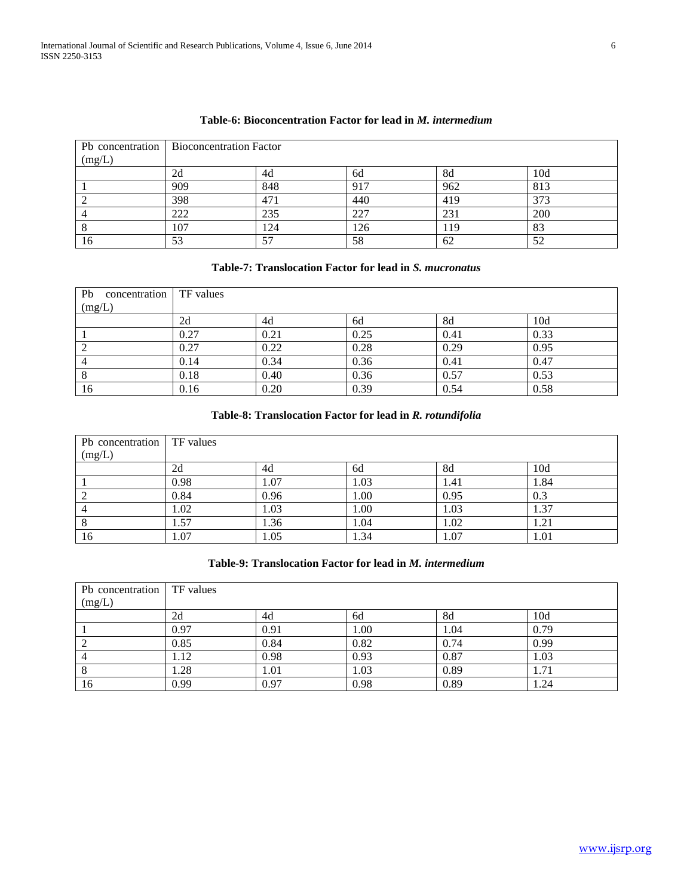**Table-6: Bioconcentration Factor for lead in *M. intermedium***

| Pb concentration (mg/L) | Bioconcentration Factor | | | | |
|---|---|---|---|---|---|
| | 2d | 4d | 6d | 8d | 10d |
| 1 | 909 | 848 | 917 | 962 | 813 |
| 2 | 398 | 471 | 440 | 419 | 373 |
| 4 | 222 | 235 | 227 | 231 | 200 |
| 8 | 107 | 124 | 126 | 119 | 83 |
| 16 | 53 | 57 | 58 | 62 | 52 |

**Table-7: Translocation Factor for lead in *S. mucronatus***

| Pb concentration (mg/L) | TF values | | | | |
|---|---|---|---|---|---|
| | 2d | 4d | 6d | 8d | 10d |
| 1 | 0.27 | 0.21 | 0.25 | 0.41 | 0.33 |
| 2 | 0.27 | 0.22 | 0.28 | 0.29 | 0.95 |
| 4 | 0.14 | 0.34 | 0.36 | 0.41 | 0.47 |
| 8 | 0.18 | 0.40 | 0.36 | 0.57 | 0.53 |
| 16 | 0.16 | 0.20 | 0.39 | 0.54 | 0.58 |

**Table-8: Translocation Factor for lead in *R. rotundifolia***

| Pb concentration (mg/L) | TF values | | | | |
|---|---|---|---|---|---|
| | 2d | 4d | 6d | 8d | 10d |
| 1 | 0.98 | 1.07 | 1.03 | 1.41 | 1.84 |
| 2 | 0.84 | 0.96 | 1.00 | 0.95 | 0.3 |
| 4 | 1.02 | 1.03 | 1.00 | 1.03 | 1.37 |
| 8 | 1.57 | 1.36 | 1.04 | 1.02 | 1.21 |
| 16 | 1.07 | 1.05 | 1.34 | 1.07 | 1.01 |

**Table-9: Translocation Factor for lead in *M. intermedium***

| Pb concentration (mg/L) | TF values | | | | |
|---|---|---|---|---|---|
| | 2d | 4d | 6d | 8d | 10d |
| 1 | 0.97 | 0.91 | 1.00 | 1.04 | 0.79 |
| 2 | 0.85 | 0.84 | 0.82 | 0.74 | 0.99 |
| 4 | 1.12 | 0.98 | 0.93 | 0.87 | 1.03 |
| 8 | 1.28 | 1.01 | 1.03 | 0.89 | 1.71 |
| 16 | 0.99 | 0.97 | 0.98 | 0.89 | 1.24 |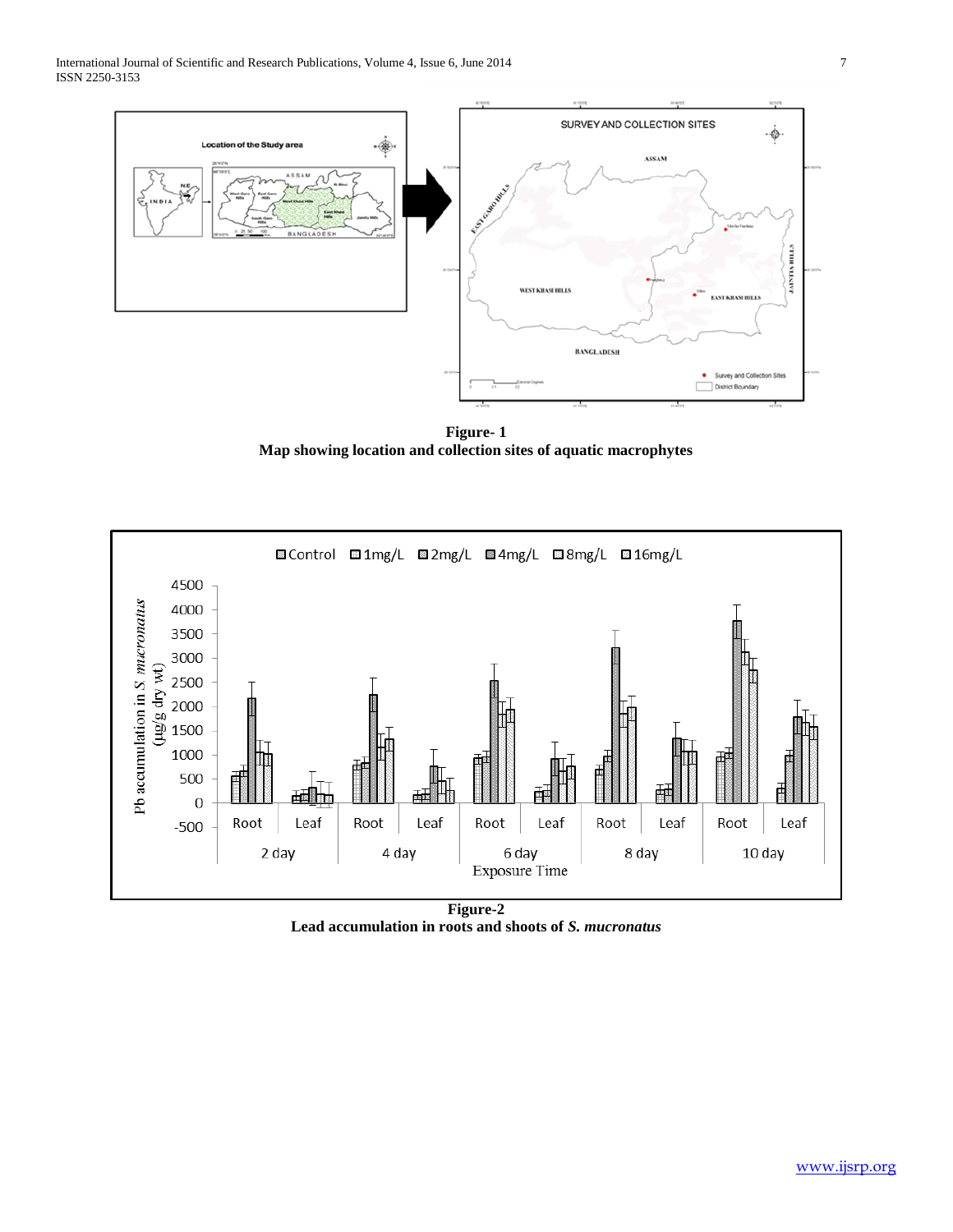**Figure- 1**
**Map showing location and collection sites of aquatic macrophytes**

**Figure-2**
**Lead accumulation in roots and shoots of *S. mucronatus***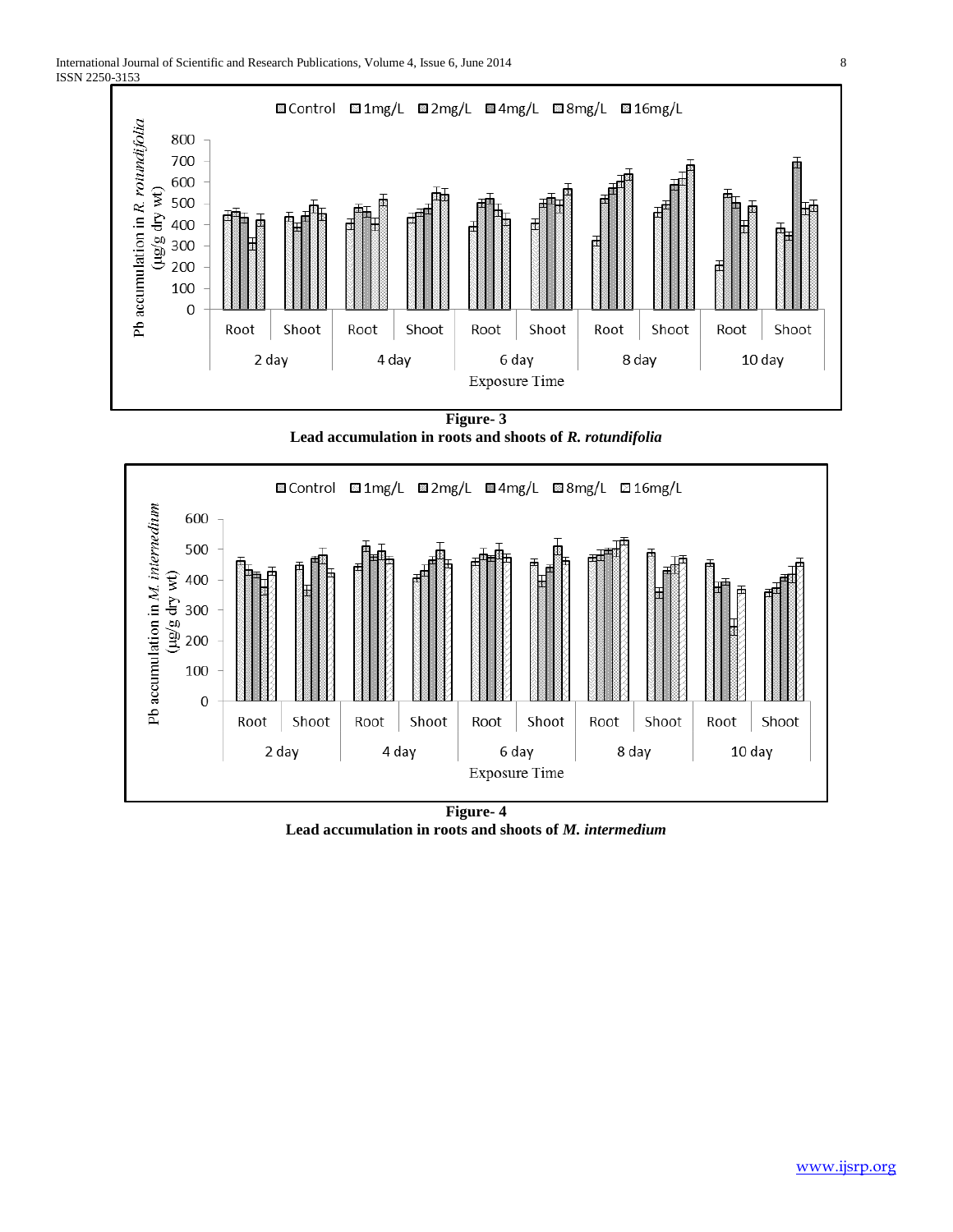Control 1mg/L 2mg/L 4mg/L 8mg/L 16mg/L

Pb accumulation in *R. rotundifolia* (µg/g dry wt)

800
700
600
500
400
300
200
100
0

Root Shoot Root Shoot Root Shoot Root Shoot Root Shoot

2 day 4 day 6 day 8 day 10 day

Exposure Time

**Figure- 3**
**Lead accumulation in roots and shoots of *R. rotundifolia***

Control 1mg/L 2mg/L 4mg/L 8mg/L 16mg/L

Pb accumulation in *M. intermedium* (µg/g dry wt)

600
500
400
300
200
100
0

Root Shoot Root Shoot Root Shoot Root Shoot Root Shoot

2 day 4 day 6 day 8 day 10 day

Exposure Time

**Figure- 4**
**Lead accumulation in roots and shoots of *M. intermedium***